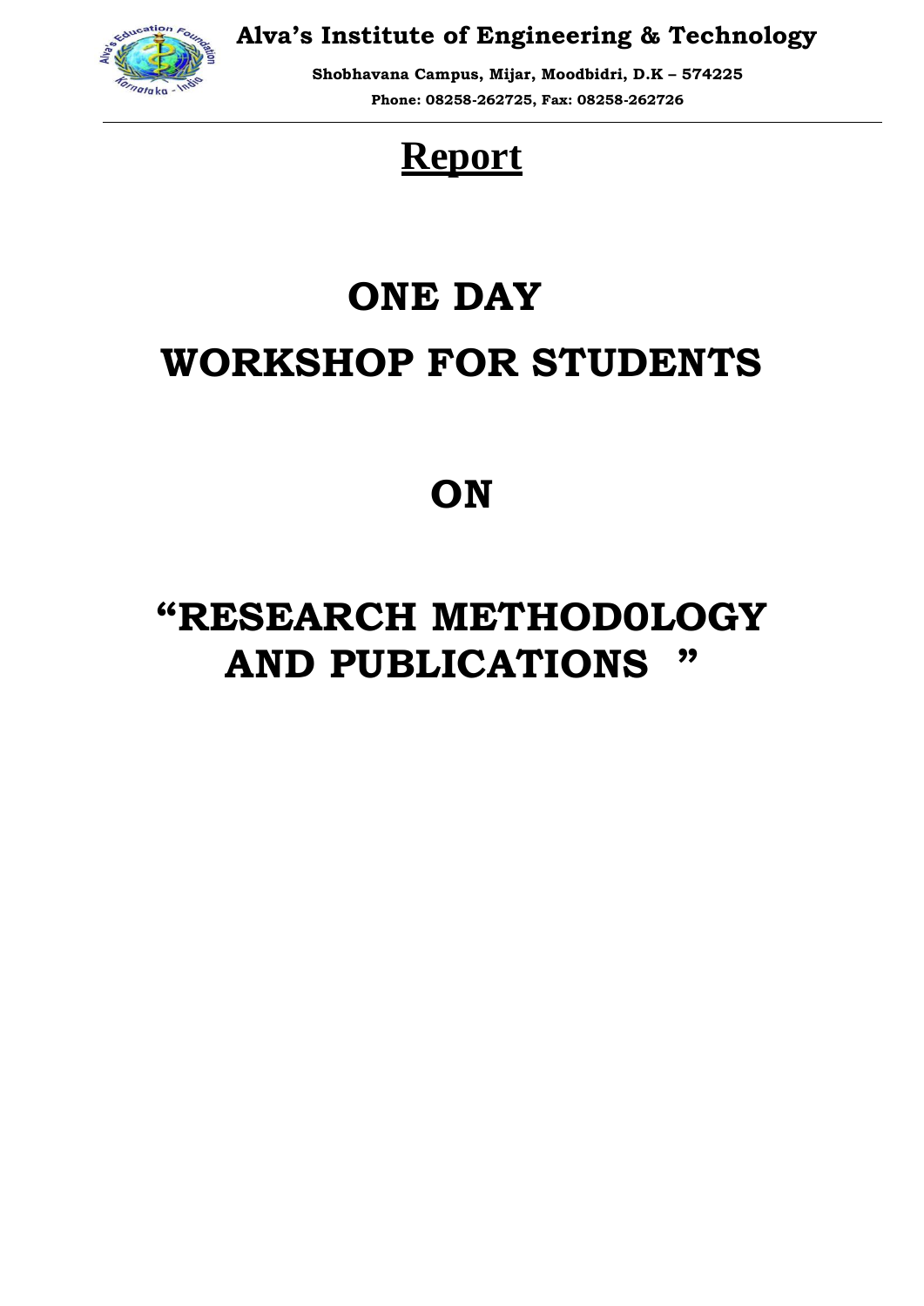**Alva's Institute of Engineering & Technology**

**Shobhavana Campus, Mijar, Moodbidri, D.K – 574225**

**Phone: 08258-262725, Fax: 08258-262726**

# Report

# ONE DAY

# WORKSHOP FOR STUDENTS

# ON

# "RESEARCH METHOD0LOGY AND PUBLICATIONS "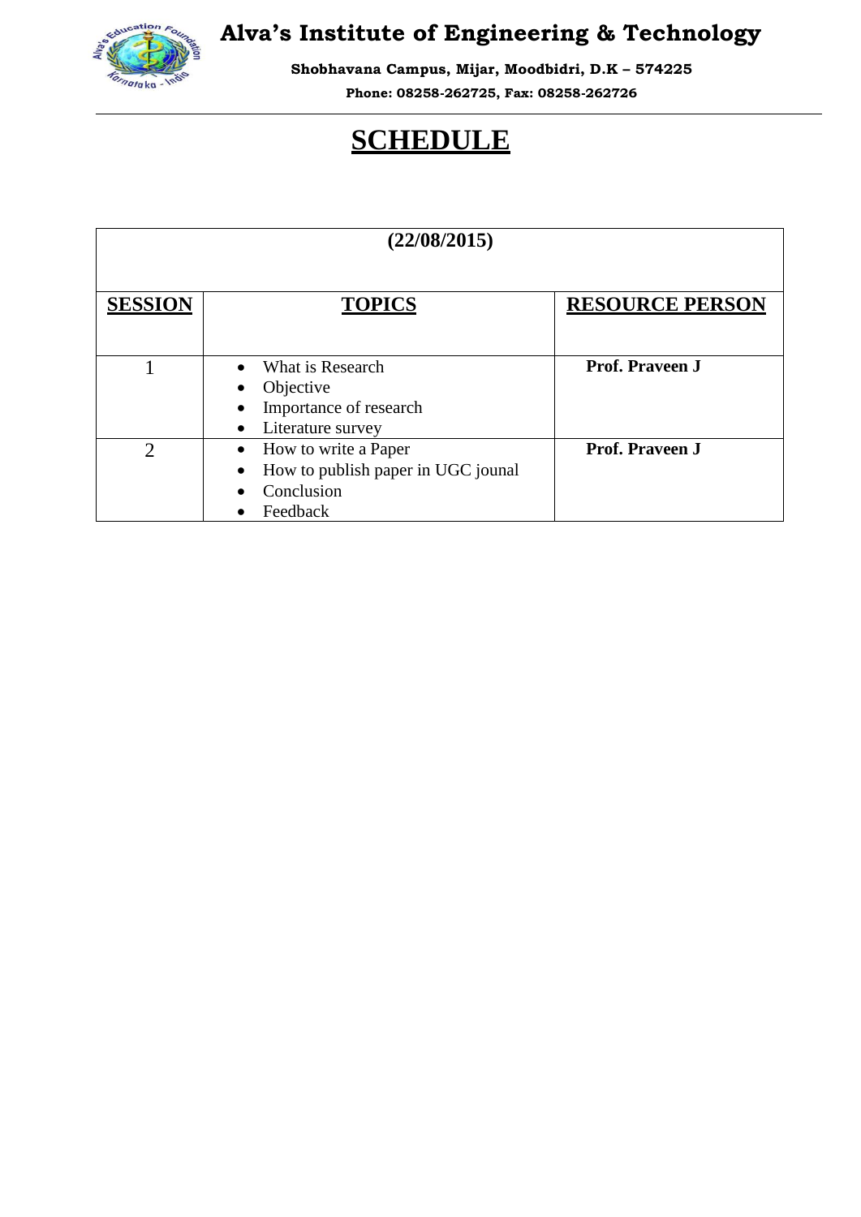# Alva's Institute of Engineering & Technology

**Shobhavana Campus, Mijar, Moodbidri, D.K – 574225**

**Phone: 08258-262725, Fax: 08258-262726**

# SCHEDULE

| **(22/08/2015)** | | |
|---|---|---|
| **SESSION** | **TOPICS** | **RESOURCE PERSON** |
| 1 | • What is Research<br>• Objective<br>• Importance of research<br>• Literature survey | **Prof. Praveen J** |
| 2 | • How to write a Paper<br>• How to publish paper in UGC jounal<br>• Conclusion<br>• Feedback | **Prof. Praveen J** |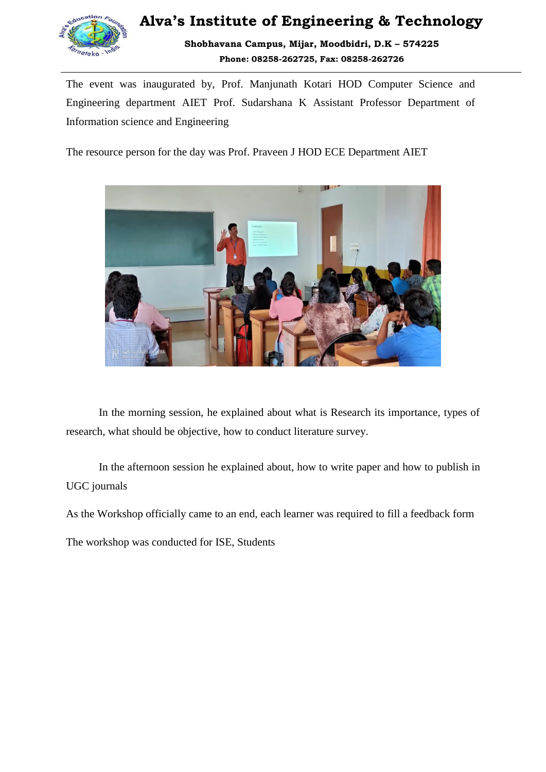The event was inaugurated by, Prof. Manjunath Kotari HOD Computer Science and Engineering department AIET Prof. Sudarshana K Assistant Professor Department of Information science and Engineering

The resource person for the day was Prof. Praveen J HOD ECE Department AIET

In the morning session, he explained about what is Research its importance, types of research, what should be objective, how to conduct literature survey.

In the afternoon session he explained about, how to write paper and how to publish in UGC journals

As the Workshop officially came to an end, each learner was required to fill a feedback form

The workshop was conducted for ISE, Students